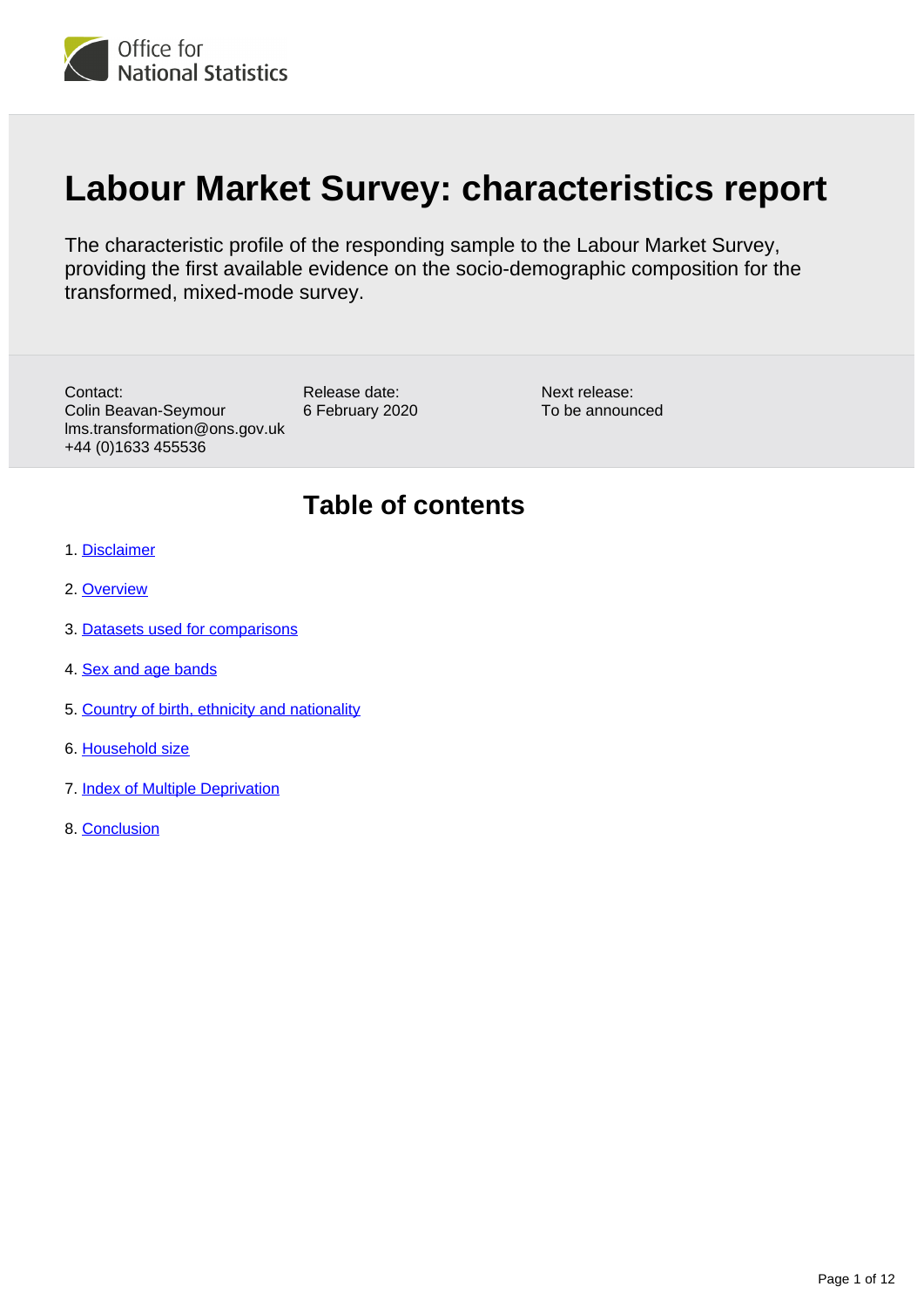Office for National Statistics

# Labour Market Survey: characteristics report

The characteristic profile of the responding sample to the Labour Market Survey, providing the first available evidence on the socio-demographic composition for the transformed, mixed-mode survey.

Contact:
Colin Beavan-Seymour
lms.transformation@ons.gov.uk
+44 (0)1633 455536

Release date:
6 February 2020

Next release:
To be announced

## Table of contents

1. Disclaimer
2. Overview
3. Datasets used for comparisons
4. Sex and age bands
5. Country of birth, ethnicity and nationality
6. Household size
7. Index of Multiple Deprivation
8. Conclusion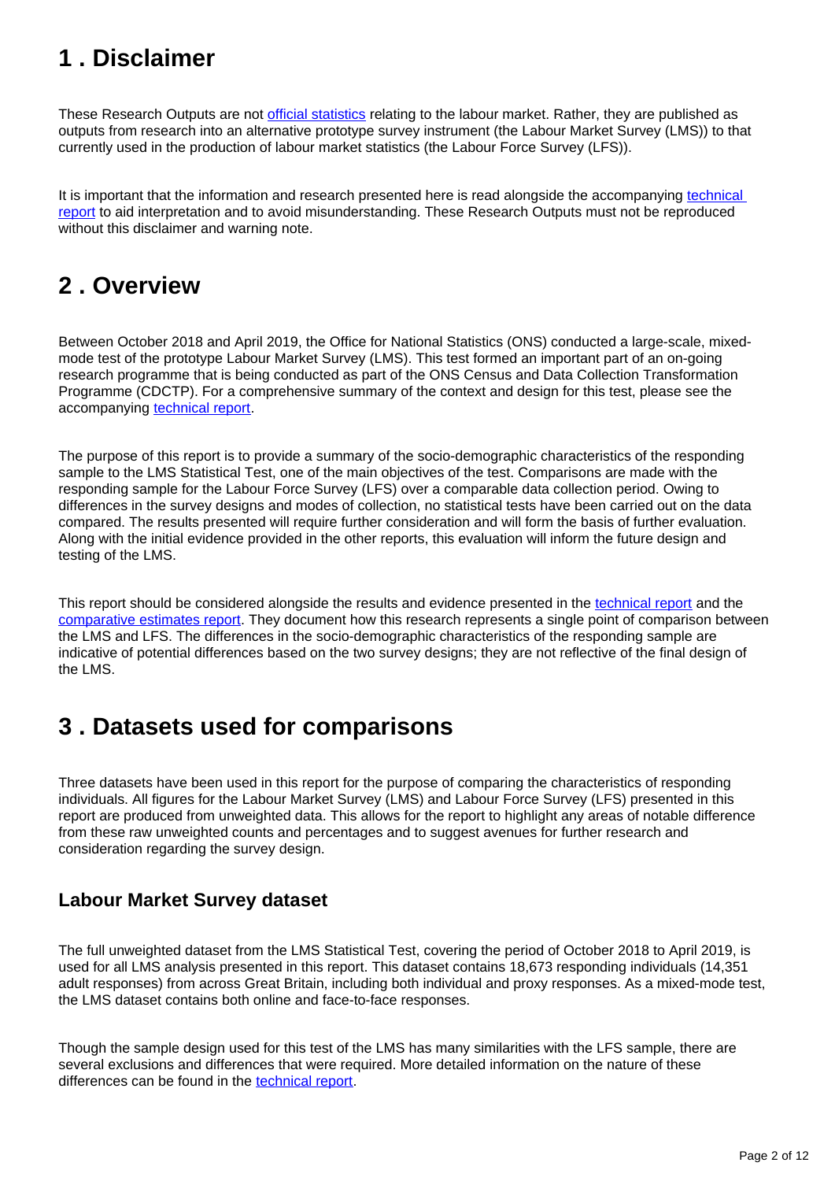## 1 . Disclaimer

These Research Outputs are not official statistics relating to the labour market. Rather, they are published as outputs from research into an alternative prototype survey instrument (the Labour Market Survey (LMS)) to that currently used in the production of labour market statistics (the Labour Force Survey (LFS)).

It is important that the information and research presented here is read alongside the accompanying technical report to aid interpretation and to avoid misunderstanding. These Research Outputs must not be reproduced without this disclaimer and warning note.

## 2 . Overview

Between October 2018 and April 2019, the Office for National Statistics (ONS) conducted a large-scale, mixed-mode test of the prototype Labour Market Survey (LMS). This test formed an important part of an on-going research programme that is being conducted as part of the ONS Census and Data Collection Transformation Programme (CDCTP). For a comprehensive summary of the context and design for this test, please see the accompanying technical report.

The purpose of this report is to provide a summary of the socio-demographic characteristics of the responding sample to the LMS Statistical Test, one of the main objectives of the test. Comparisons are made with the responding sample for the Labour Force Survey (LFS) over a comparable data collection period. Owing to differences in the survey designs and modes of collection, no statistical tests have been carried out on the data compared. The results presented will require further consideration and will form the basis of further evaluation. Along with the initial evidence provided in the other reports, this evaluation will inform the future design and testing of the LMS.

This report should be considered alongside the results and evidence presented in the technical report and the comparative estimates report. They document how this research represents a single point of comparison between the LMS and LFS. The differences in the socio-demographic characteristics of the responding sample are indicative of potential differences based on the two survey designs; they are not reflective of the final design of the LMS.

## 3 . Datasets used for comparisons

Three datasets have been used in this report for the purpose of comparing the characteristics of responding individuals. All figures for the Labour Market Survey (LMS) and Labour Force Survey (LFS) presented in this report are produced from unweighted data. This allows for the report to highlight any areas of notable difference from these raw unweighted counts and percentages and to suggest avenues for further research and consideration regarding the survey design.

### Labour Market Survey dataset

The full unweighted dataset from the LMS Statistical Test, covering the period of October 2018 to April 2019, is used for all LMS analysis presented in this report. This dataset contains 18,673 responding individuals (14,351 adult responses) from across Great Britain, including both individual and proxy responses. As a mixed-mode test, the LMS dataset contains both online and face-to-face responses.

Though the sample design used for this test of the LMS has many similarities with the LFS sample, there are several exclusions and differences that were required. More detailed information on the nature of these differences can be found in the technical report.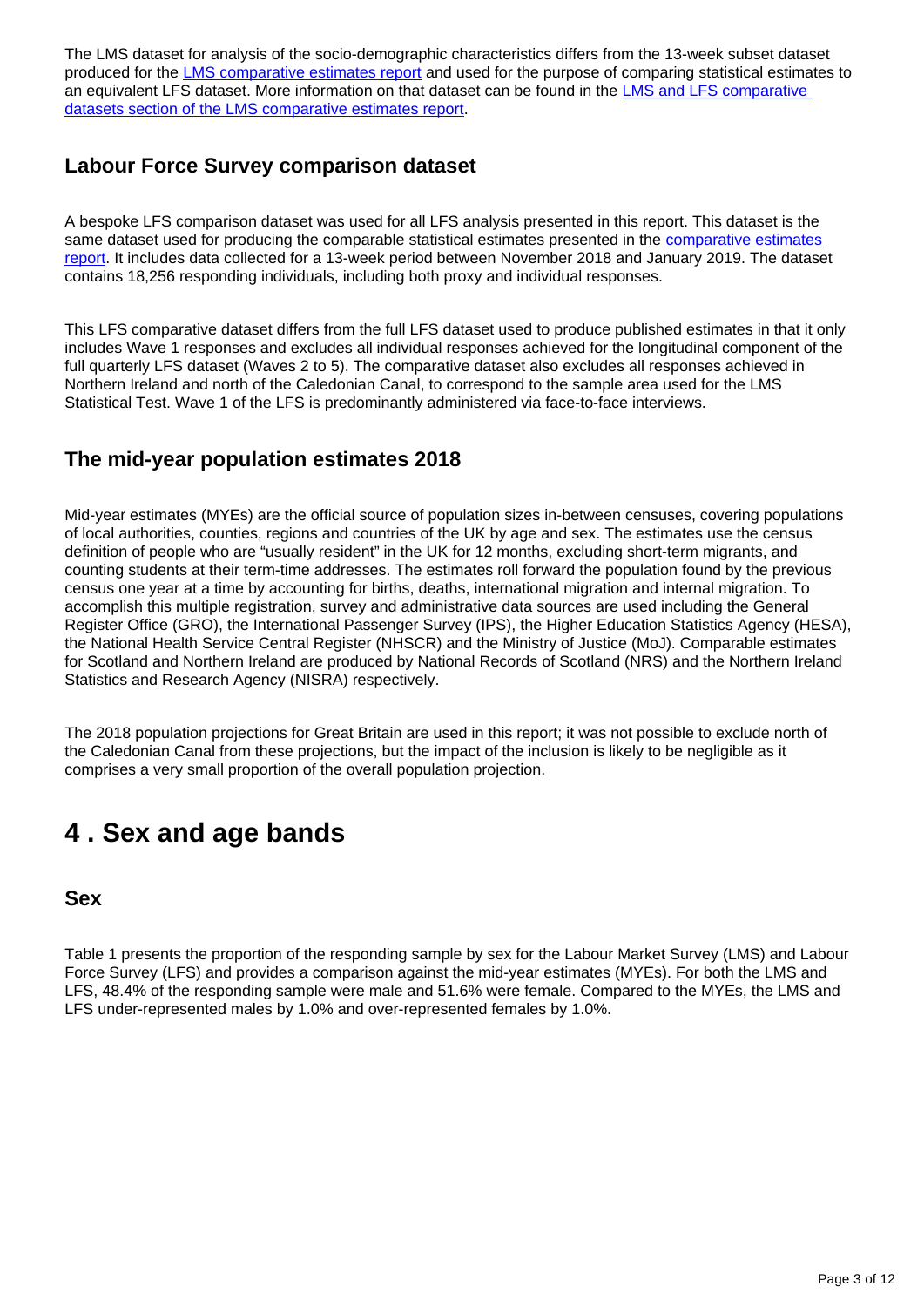The LMS dataset for analysis of the socio-demographic characteristics differs from the 13-week subset dataset produced for the LMS comparative estimates report and used for the purpose of comparing statistical estimates to an equivalent LFS dataset. More information on that dataset can be found in the LMS and LFS comparative datasets section of the LMS comparative estimates report.

### Labour Force Survey comparison dataset

A bespoke LFS comparison dataset was used for all LFS analysis presented in this report. This dataset is the same dataset used for producing the comparable statistical estimates presented in the comparative estimates report. It includes data collected for a 13-week period between November 2018 and January 2019. The dataset contains 18,256 responding individuals, including both proxy and individual responses.

This LFS comparative dataset differs from the full LFS dataset used to produce published estimates in that it only includes Wave 1 responses and excludes all individual responses achieved for the longitudinal component of the full quarterly LFS dataset (Waves 2 to 5). The comparative dataset also excludes all responses achieved in Northern Ireland and north of the Caledonian Canal, to correspond to the sample area used for the LMS Statistical Test. Wave 1 of the LFS is predominantly administered via face-to-face interviews.

### The mid-year population estimates 2018

Mid-year estimates (MYEs) are the official source of population sizes in-between censuses, covering populations of local authorities, counties, regions and countries of the UK by age and sex. The estimates use the census definition of people who are "usually resident" in the UK for 12 months, excluding short-term migrants, and counting students at their term-time addresses. The estimates roll forward the population found by the previous census one year at a time by accounting for births, deaths, international migration and internal migration. To accomplish this multiple registration, survey and administrative data sources are used including the General Register Office (GRO), the International Passenger Survey (IPS), the Higher Education Statistics Agency (HESA), the National Health Service Central Register (NHSCR) and the Ministry of Justice (MoJ). Comparable estimates for Scotland and Northern Ireland are produced by National Records of Scotland (NRS) and the Northern Ireland Statistics and Research Agency (NISRA) respectively.

The 2018 population projections for Great Britain are used in this report; it was not possible to exclude north of the Caledonian Canal from these projections, but the impact of the inclusion is likely to be negligible as it comprises a very small proportion of the overall population projection.

## 4 . Sex and age bands

### Sex

Table 1 presents the proportion of the responding sample by sex for the Labour Market Survey (LMS) and Labour Force Survey (LFS) and provides a comparison against the mid-year estimates (MYEs). For both the LMS and LFS, 48.4% of the responding sample were male and 51.6% were female. Compared to the MYEs, the LMS and LFS under-represented males by 1.0% and over-represented females by 1.0%.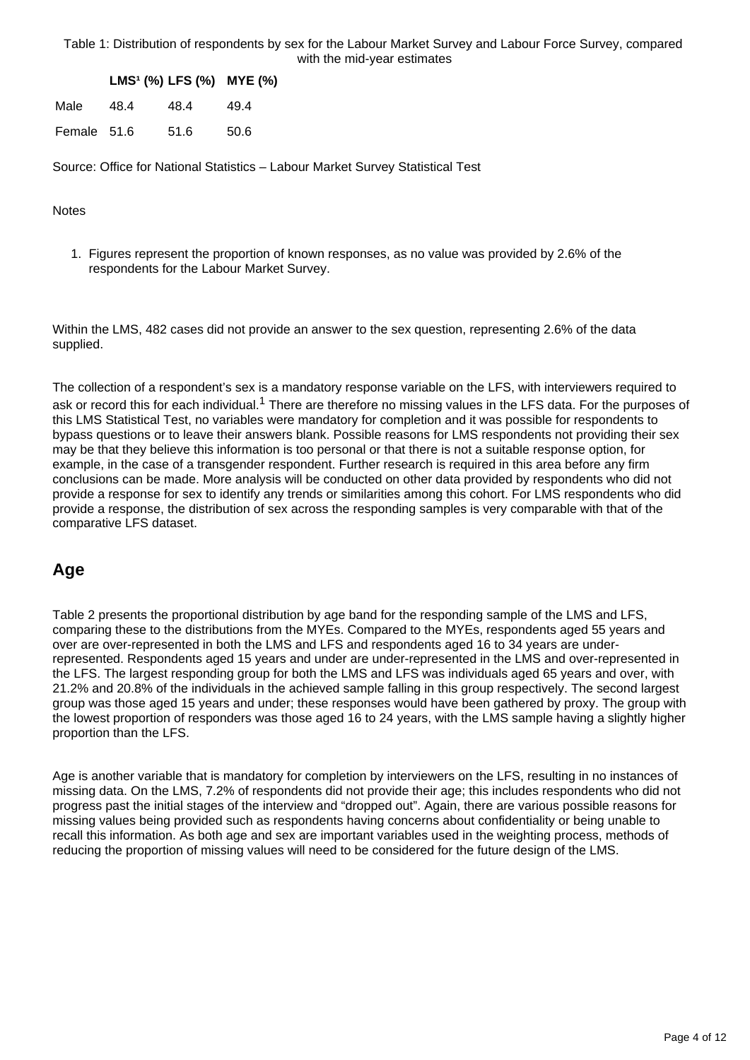Table 1: Distribution of respondents by sex for the Labour Market Survey and Labour Force Survey, compared with the mid-year estimates

| | LMS[1] (%) | LFS (%) | MYE (%) |
|---|---|---|---|
| Male | 48.4 | 48.4 | 49.4 |
| Female | 51.6 | 51.6 | 50.6 |

Source: Office for National Statistics – Labour Market Survey Statistical Test

Notes

1. Figures represent the proportion of known responses, as no value was provided by 2.6% of the respondents for the Labour Market Survey.

Within the LMS, 482 cases did not provide an answer to the sex question, representing 2.6% of the data supplied.

The collection of a respondent's sex is a mandatory response variable on the LFS, with interviewers required to ask or record this for each individual.[1] There are therefore no missing values in the LFS data. For the purposes of this LMS Statistical Test, no variables were mandatory for completion and it was possible for respondents to bypass questions or to leave their answers blank. Possible reasons for LMS respondents not providing their sex may be that they believe this information is too personal or that there is not a suitable response option, for example, in the case of a transgender respondent. Further research is required in this area before any firm conclusions can be made. More analysis will be conducted on other data provided by respondents who did not provide a response for sex to identify any trends or similarities among this cohort. For LMS respondents who did provide a response, the distribution of sex across the responding samples is very comparable with that of the comparative LFS dataset.

## Age

Table 2 presents the proportional distribution by age band for the responding sample of the LMS and LFS, comparing these to the distributions from the MYEs. Compared to the MYEs, respondents aged 55 years and over are over-represented in both the LMS and LFS and respondents aged 16 to 34 years are under-represented. Respondents aged 15 years and under are under-represented in the LMS and over-represented in the LFS. The largest responding group for both the LMS and LFS was individuals aged 65 years and over, with 21.2% and 20.8% of the individuals in the achieved sample falling in this group respectively. The second largest group was those aged 15 years and under; these responses would have been gathered by proxy. The group with the lowest proportion of responders was those aged 16 to 24 years, with the LMS sample having a slightly higher proportion than the LFS.

Age is another variable that is mandatory for completion by interviewers on the LFS, resulting in no instances of missing data. On the LMS, 7.2% of respondents did not provide their age; this includes respondents who did not progress past the initial stages of the interview and "dropped out". Again, there are various possible reasons for missing values being provided such as respondents having concerns about confidentiality or being unable to recall this information. As both age and sex are important variables used in the weighting process, methods of reducing the proportion of missing values will need to be considered for the future design of the LMS.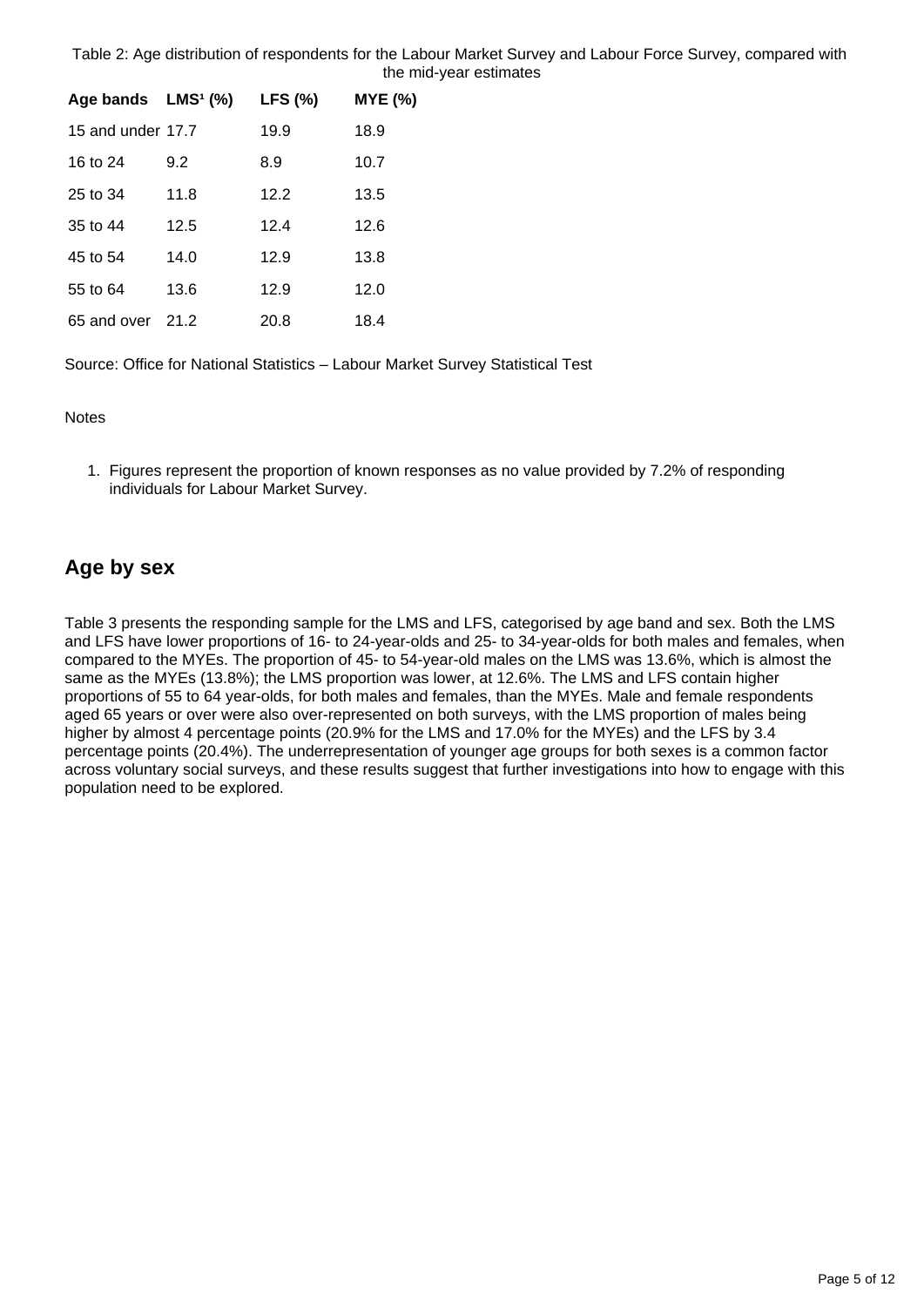Table 2: Age distribution of respondents for the Labour Market Survey and Labour Force Survey, compared with the mid-year estimates

| Age bands | LMS[1] (%) | LFS (%) | MYE (%) |
|---|---|---|---|
| 15 and under | 17.7 | 19.9 | 18.9 |
| 16 to 24 | 9.2 | 8.9 | 10.7 |
| 25 to 34 | 11.8 | 12.2 | 13.5 |
| 35 to 44 | 12.5 | 12.4 | 12.6 |
| 45 to 54 | 14.0 | 12.9 | 13.8 |
| 55 to 64 | 13.6 | 12.9 | 12.0 |
| 65 and over | 21.2 | 20.8 | 18.4 |

Source: Office for National Statistics – Labour Market Survey Statistical Test

Notes

1. Figures represent the proportion of known responses as no value provided by 7.2% of responding individuals for Labour Market Survey.

## Age by sex

Table 3 presents the responding sample for the LMS and LFS, categorised by age band and sex. Both the LMS and LFS have lower proportions of 16- to 24-year-olds and 25- to 34-year-olds for both males and females, when compared to the MYEs. The proportion of 45- to 54-year-old males on the LMS was 13.6%, which is almost the same as the MYEs (13.8%); the LMS proportion was lower, at 12.6%. The LMS and LFS contain higher proportions of 55 to 64 year-olds, for both males and females, than the MYEs. Male and female respondents aged 65 years or over were also over-represented on both surveys, with the LMS proportion of males being higher by almost 4 percentage points (20.9% for the LMS and 17.0% for the MYEs) and the LFS by 3.4 percentage points (20.4%). The underrepresentation of younger age groups for both sexes is a common factor across voluntary social surveys, and these results suggest that further investigations into how to engage with this population need to be explored.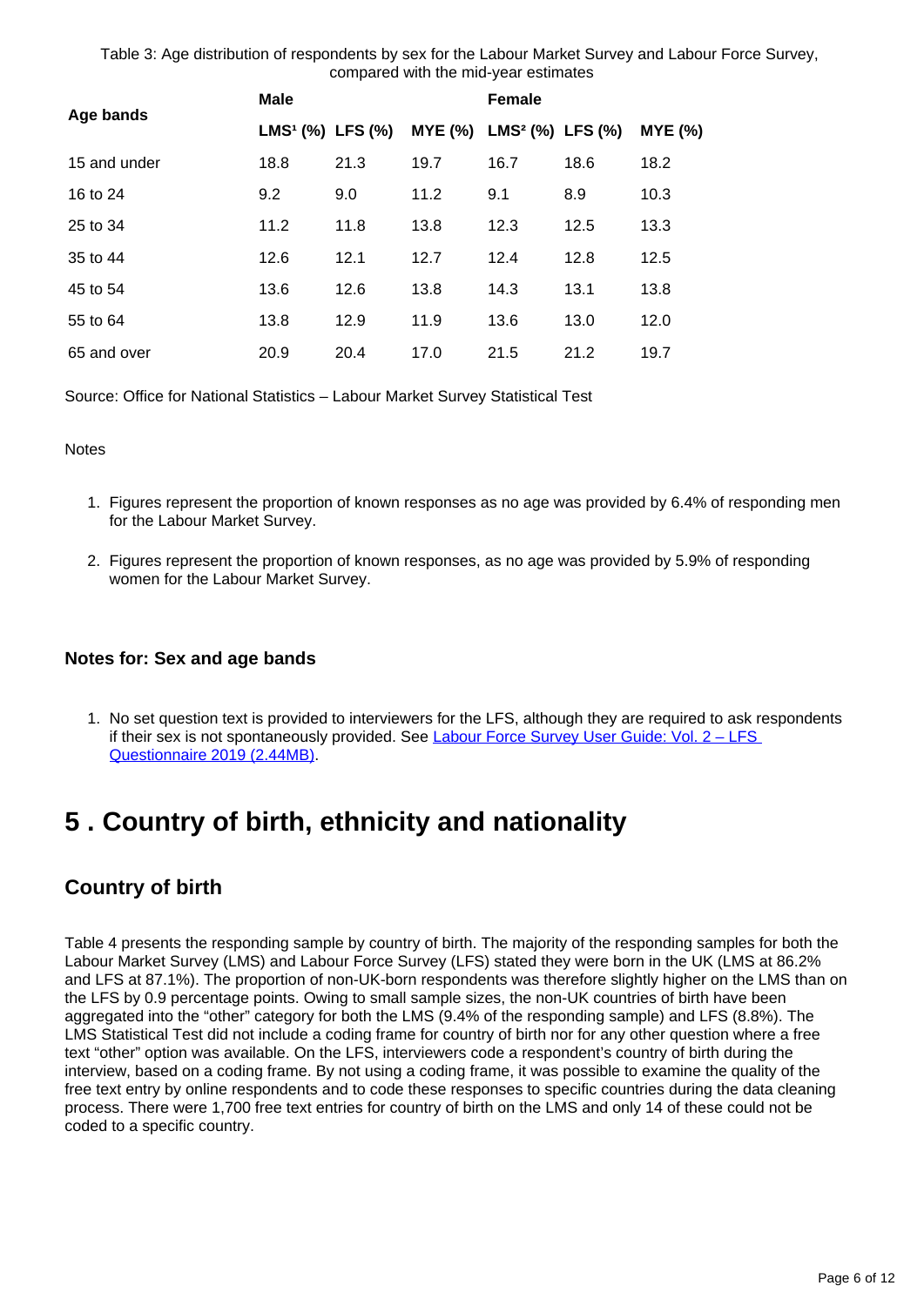Table 3: Age distribution of respondents by sex for the Labour Market Survey and Labour Force Survey, compared with the mid-year estimates

| Age bands | Male | | | Female | | |
|---|---|---|---|---|---|---|
| | LMS[1] (%) | LFS (%) | MYE (%) | LMS[2] (%) | LFS (%) | MYE (%) |
| 15 and under | 18.8 | 21.3 | 19.7 | 16.7 | 18.6 | 18.2 |
| 16 to 24 | 9.2 | 9.0 | 11.2 | 9.1 | 8.9 | 10.3 |
| 25 to 34 | 11.2 | 11.8 | 13.8 | 12.3 | 12.5 | 13.3 |
| 35 to 44 | 12.6 | 12.1 | 12.7 | 12.4 | 12.8 | 12.5 |
| 45 to 54 | 13.6 | 12.6 | 13.8 | 14.3 | 13.1 | 13.8 |
| 55 to 64 | 13.8 | 12.9 | 11.9 | 13.6 | 13.0 | 12.0 |
| 65 and over | 20.9 | 20.4 | 17.0 | 21.5 | 21.2 | 19.7 |

Source: Office for National Statistics – Labour Market Survey Statistical Test

Notes

1. Figures represent the proportion of known responses as no age was provided by 6.4% of responding men for the Labour Market Survey.

2. Figures represent the proportion of known responses, as no age was provided by 5.9% of responding women for the Labour Market Survey.

### Notes for: Sex and age bands

1. No set question text is provided to interviewers for the LFS, although they are required to ask respondents if their sex is not spontaneously provided. See Labour Force Survey User Guide: Vol. 2 – LFS Questionnaire 2019 (2.44MB).

# 5 . Country of birth, ethnicity and nationality

## Country of birth

Table 4 presents the responding sample by country of birth. The majority of the responding samples for both the Labour Market Survey (LMS) and Labour Force Survey (LFS) stated they were born in the UK (LMS at 86.2% and LFS at 87.1%). The proportion of non-UK-born respondents was therefore slightly higher on the LMS than on the LFS by 0.9 percentage points. Owing to small sample sizes, the non-UK countries of birth have been aggregated into the "other" category for both the LMS (9.4% of the responding sample) and LFS (8.8%). The LMS Statistical Test did not include a coding frame for country of birth nor for any other question where a free text "other" option was available. On the LFS, interviewers code a respondent's country of birth during the interview, based on a coding frame. By not using a coding frame, it was possible to examine the quality of the free text entry by online respondents and to code these responses to specific countries during the data cleaning process. There were 1,700 free text entries for country of birth on the LMS and only 14 of these could not be coded to a specific country.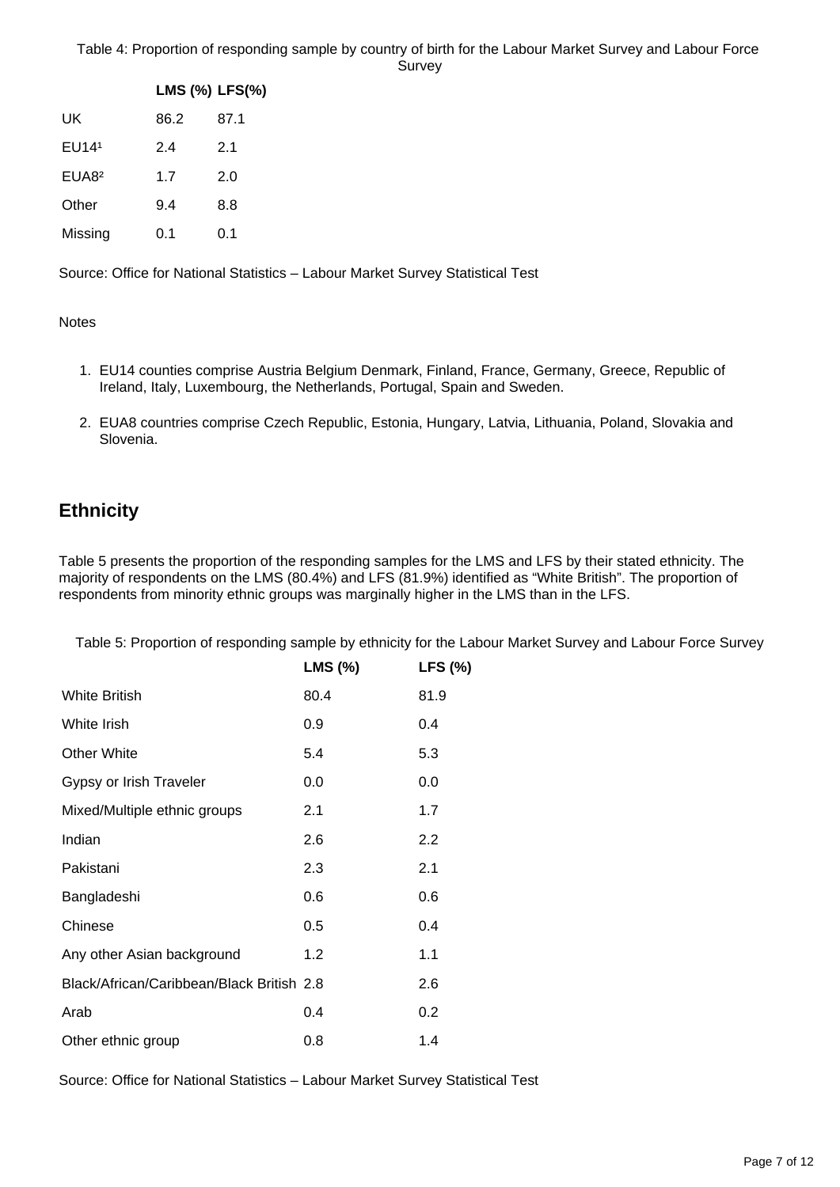Table 4: Proportion of responding sample by country of birth for the Labour Market Survey and Labour Force Survey

| | LMS (%) | LFS(%) |
|---|---|---|
| UK | 86.2 | 87.1 |
| EU14[1] | 2.4 | 2.1 |
| EUA8[2] | 1.7 | 2.0 |
| Other | 9.4 | 8.8 |
| Missing | 0.1 | 0.1 |

Source: Office for National Statistics – Labour Market Survey Statistical Test

Notes

1. EU14 counties comprise Austria Belgium Denmark, Finland, France, Germany, Greece, Republic of Ireland, Italy, Luxembourg, the Netherlands, Portugal, Spain and Sweden.
2. EUA8 countries comprise Czech Republic, Estonia, Hungary, Latvia, Lithuania, Poland, Slovakia and Slovenia.

## Ethnicity

Table 5 presents the proportion of the responding samples for the LMS and LFS by their stated ethnicity. The majority of respondents on the LMS (80.4%) and LFS (81.9%) identified as "White British". The proportion of respondents from minority ethnic groups was marginally higher in the LMS than in the LFS.

Table 5: Proportion of responding sample by ethnicity for the Labour Market Survey and Labour Force Survey

| | LMS (%) | LFS (%) |
|---|---|---|
| White British | 80.4 | 81.9 |
| White Irish | 0.9 | 0.4 |
| Other White | 5.4 | 5.3 |
| Gypsy or Irish Traveler | 0.0 | 0.0 |
| Mixed/Multiple ethnic groups | 2.1 | 1.7 |
| Indian | 2.6 | 2.2 |
| Pakistani | 2.3 | 2.1 |
| Bangladeshi | 0.6 | 0.6 |
| Chinese | 0.5 | 0.4 |
| Any other Asian background | 1.2 | 1.1 |
| Black/African/Caribbean/Black British | 2.8 | 2.6 |
| Arab | 0.4 | 0.2 |
| Other ethnic group | 0.8 | 1.4 |

Source: Office for National Statistics – Labour Market Survey Statistical Test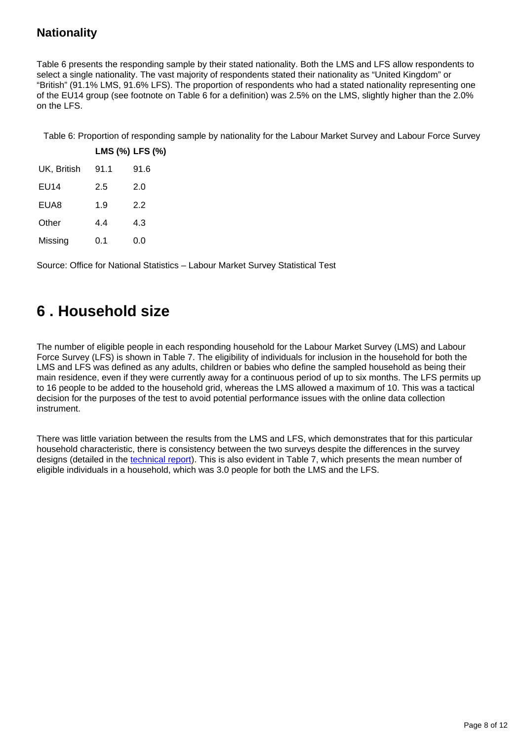### Nationality

Table 6 presents the responding sample by their stated nationality. Both the LMS and LFS allow respondents to select a single nationality. The vast majority of respondents stated their nationality as "United Kingdom" or "British" (91.1% LMS, 91.6% LFS). The proportion of respondents who had a stated nationality representing one of the EU14 group (see footnote on Table 6 for a definition) was 2.5% on the LMS, slightly higher than the 2.0% on the LFS.

Table 6: Proportion of responding sample by nationality for the Labour Market Survey and Labour Force Survey

| | LMS (%) | LFS (%) |
|---|---|---|
| UK, British | 91.1 | 91.6 |
| EU14 | 2.5 | 2.0 |
| EUA8 | 1.9 | 2.2 |
| Other | 4.4 | 4.3 |
| Missing | 0.1 | 0.0 |

Source: Office for National Statistics – Labour Market Survey Statistical Test

## 6 . Household size

The number of eligible people in each responding household for the Labour Market Survey (LMS) and Labour Force Survey (LFS) is shown in Table 7. The eligibility of individuals for inclusion in the household for both the LMS and LFS was defined as any adults, children or babies who define the sampled household as being their main residence, even if they were currently away for a continuous period of up to six months. The LFS permits up to 16 people to be added to the household grid, whereas the LMS allowed a maximum of 10. This was a tactical decision for the purposes of the test to avoid potential performance issues with the online data collection instrument.

There was little variation between the results from the LMS and LFS, which demonstrates that for this particular household characteristic, there is consistency between the two surveys despite the differences in the survey designs (detailed in the technical report). This is also evident in Table 7, which presents the mean number of eligible individuals in a household, which was 3.0 people for both the LMS and the LFS.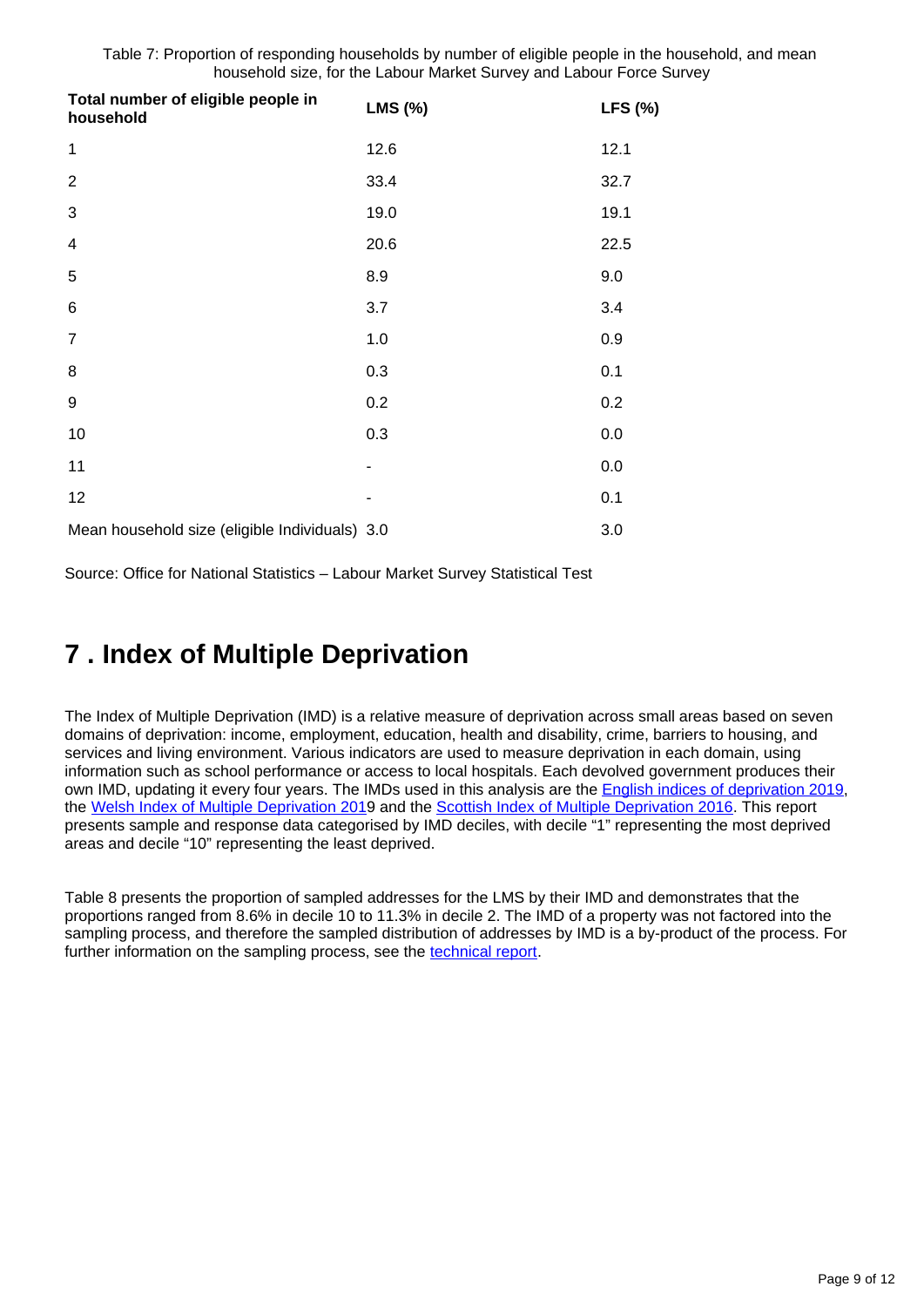Table 7: Proportion of responding households by number of eligible people in the household, and mean household size, for the Labour Market Survey and Labour Force Survey

| Total number of eligible people in household | LMS (%) | LFS (%) |
|---|---|---|
| 1 | 12.6 | 12.1 |
| 2 | 33.4 | 32.7 |
| 3 | 19.0 | 19.1 |
| 4 | 20.6 | 22.5 |
| 5 | 8.9 | 9.0 |
| 6 | 3.7 | 3.4 |
| 7 | 1.0 | 0.9 |
| 8 | 0.3 | 0.1 |
| 9 | 0.2 | 0.2 |
| 10 | 0.3 | 0.0 |
| 11 | - | 0.0 |
| 12 | - | 0.1 |
| Mean household size (eligible Individuals) | 3.0 | 3.0 |

Source: Office for National Statistics – Labour Market Survey Statistical Test

## 7 . Index of Multiple Deprivation

The Index of Multiple Deprivation (IMD) is a relative measure of deprivation across small areas based on seven domains of deprivation: income, employment, education, health and disability, crime, barriers to housing, and services and living environment. Various indicators are used to measure deprivation in each domain, using information such as school performance or access to local hospitals. Each devolved government produces their own IMD, updating it every four years. The IMDs used in this analysis are the English indices of deprivation 2019, the Welsh Index of Multiple Deprivation 2019 and the Scottish Index of Multiple Deprivation 2016. This report presents sample and response data categorised by IMD deciles, with decile "1" representing the most deprived areas and decile "10" representing the least deprived.

Table 8 presents the proportion of sampled addresses for the LMS by their IMD and demonstrates that the proportions ranged from 8.6% in decile 10 to 11.3% in decile 2. The IMD of a property was not factored into the sampling process, and therefore the sampled distribution of addresses by IMD is a by-product of the process. For further information on the sampling process, see the technical report.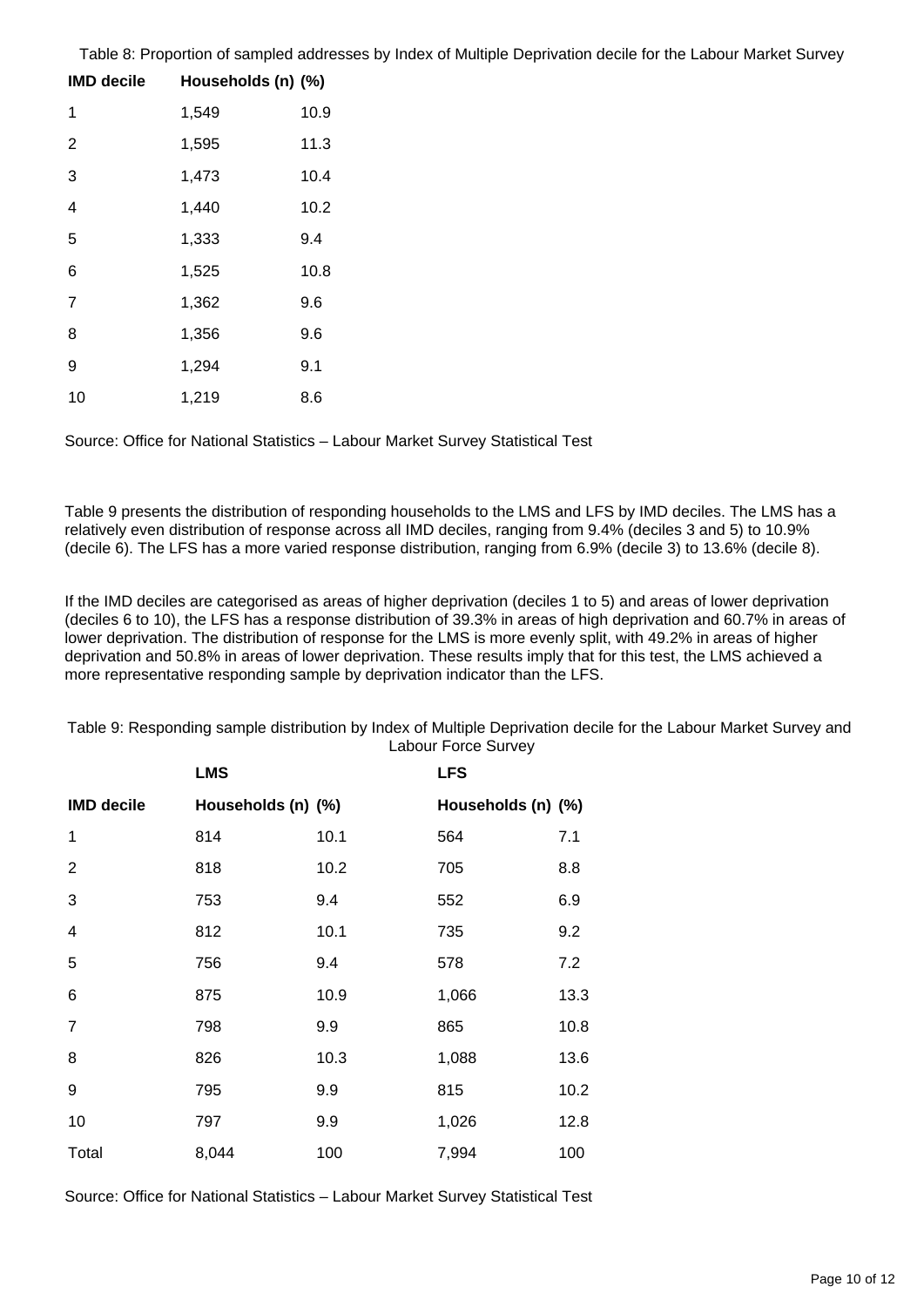Table 8: Proportion of sampled addresses by Index of Multiple Deprivation decile for the Labour Market Survey

| IMD decile | Households (n) | (%) |
|---|---|---|
| 1 | 1,549 | 10.9 |
| 2 | 1,595 | 11.3 |
| 3 | 1,473 | 10.4 |
| 4 | 1,440 | 10.2 |
| 5 | 1,333 | 9.4 |
| 6 | 1,525 | 10.8 |
| 7 | 1,362 | 9.6 |
| 8 | 1,356 | 9.6 |
| 9 | 1,294 | 9.1 |
| 10 | 1,219 | 8.6 |

Source: Office for National Statistics – Labour Market Survey Statistical Test

Table 9 presents the distribution of responding households to the LMS and LFS by IMD deciles. The LMS has a relatively even distribution of response across all IMD deciles, ranging from 9.4% (deciles 3 and 5) to 10.9% (decile 6). The LFS has a more varied response distribution, ranging from 6.9% (decile 3) to 13.6% (decile 8).

If the IMD deciles are categorised as areas of higher deprivation (deciles 1 to 5) and areas of lower deprivation (deciles 6 to 10), the LFS has a response distribution of 39.3% in areas of high deprivation and 60.7% in areas of lower deprivation. The distribution of response for the LMS is more evenly split, with 49.2% in areas of higher deprivation and 50.8% in areas of lower deprivation. These results imply that for this test, the LMS achieved a more representative responding sample by deprivation indicator than the LFS.

Table 9: Responding sample distribution by Index of Multiple Deprivation decile for the Labour Market Survey and Labour Force Survey

| | LMS | | LFS | |
|---|---|---|---|---|
| IMD decile | Households (n) | (%) | Households (n) | (%) |
| 1 | 814 | 10.1 | 564 | 7.1 |
| 2 | 818 | 10.2 | 705 | 8.8 |
| 3 | 753 | 9.4 | 552 | 6.9 |
| 4 | 812 | 10.1 | 735 | 9.2 |
| 5 | 756 | 9.4 | 578 | 7.2 |
| 6 | 875 | 10.9 | 1,066 | 13.3 |
| 7 | 798 | 9.9 | 865 | 10.8 |
| 8 | 826 | 10.3 | 1,088 | 13.6 |
| 9 | 795 | 9.9 | 815 | 10.2 |
| 10 | 797 | 9.9 | 1,026 | 12.8 |
| Total | 8,044 | 100 | 7,994 | 100 |

Source: Office for National Statistics – Labour Market Survey Statistical Test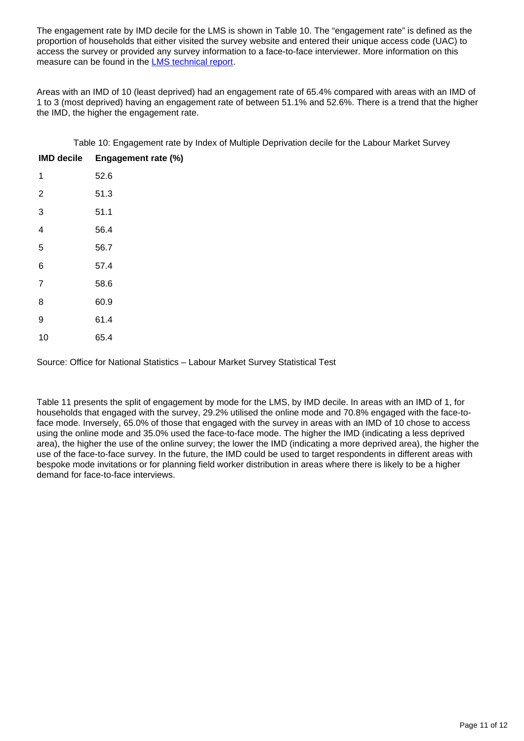The engagement rate by IMD decile for the LMS is shown in Table 10. The "engagement rate" is defined as the proportion of households that either visited the survey website and entered their unique access code (UAC) to access the survey or provided any survey information to a face-to-face interviewer. More information on this measure can be found in the LMS technical report.

Areas with an IMD of 10 (least deprived) had an engagement rate of 65.4% compared with areas with an IMD of 1 to 3 (most deprived) having an engagement rate of between 51.1% and 52.6%. There is a trend that the higher the IMD, the higher the engagement rate.

Table 10: Engagement rate by Index of Multiple Deprivation decile for the Labour Market Survey

| IMD decile | Engagement rate (%) |
|---|---|
| 1 | 52.6 |
| 2 | 51.3 |
| 3 | 51.1 |
| 4 | 56.4 |
| 5 | 56.7 |
| 6 | 57.4 |
| 7 | 58.6 |
| 8 | 60.9 |
| 9 | 61.4 |
| 10 | 65.4 |

Source: Office for National Statistics – Labour Market Survey Statistical Test

Table 11 presents the split of engagement by mode for the LMS, by IMD decile. In areas with an IMD of 1, for households that engaged with the survey, 29.2% utilised the online mode and 70.8% engaged with the face-to-face mode. Inversely, 65.0% of those that engaged with the survey in areas with an IMD of 10 chose to access using the online mode and 35.0% used the face-to-face mode. The higher the IMD (indicating a less deprived area), the higher the use of the online survey; the lower the IMD (indicating a more deprived area), the higher the use of the face-to-face survey. In the future, the IMD could be used to target respondents in different areas with bespoke mode invitations or for planning field worker distribution in areas where there is likely to be a higher demand for face-to-face interviews.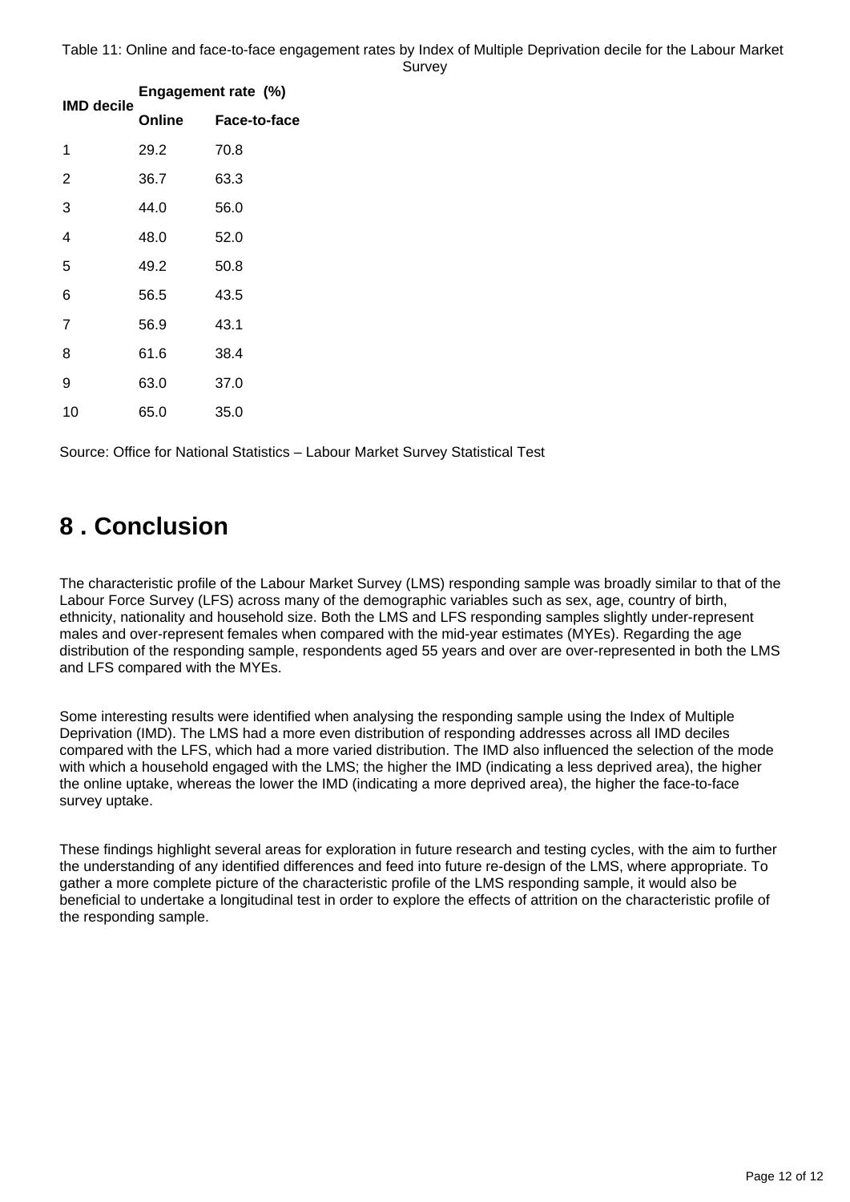Table 11: Online and face-to-face engagement rates by Index of Multiple Deprivation decile for the Labour Market Survey

| IMD decile | Engagement rate (%) | |
|---|---|---|
| | Online | Face-to-face |
| 1 | 29.2 | 70.8 |
| 2 | 36.7 | 63.3 |
| 3 | 44.0 | 56.0 |
| 4 | 48.0 | 52.0 |
| 5 | 49.2 | 50.8 |
| 6 | 56.5 | 43.5 |
| 7 | 56.9 | 43.1 |
| 8 | 61.6 | 38.4 |
| 9 | 63.0 | 37.0 |
| 10 | 65.0 | 35.0 |

Source: Office for National Statistics – Labour Market Survey Statistical Test

# 8 . Conclusion

The characteristic profile of the Labour Market Survey (LMS) responding sample was broadly similar to that of the Labour Force Survey (LFS) across many of the demographic variables such as sex, age, country of birth, ethnicity, nationality and household size. Both the LMS and LFS responding samples slightly under-represent males and over-represent females when compared with the mid-year estimates (MYEs). Regarding the age distribution of the responding sample, respondents aged 55 years and over are over-represented in both the LMS and LFS compared with the MYEs.

Some interesting results were identified when analysing the responding sample using the Index of Multiple Deprivation (IMD). The LMS had a more even distribution of responding addresses across all IMD deciles compared with the LFS, which had a more varied distribution. The IMD also influenced the selection of the mode with which a household engaged with the LMS; the higher the IMD (indicating a less deprived area), the higher the online uptake, whereas the lower the IMD (indicating a more deprived area), the higher the face-to-face survey uptake.

These findings highlight several areas for exploration in future research and testing cycles, with the aim to further the understanding of any identified differences and feed into future re-design of the LMS, where appropriate. To gather a more complete picture of the characteristic profile of the LMS responding sample, it would also be beneficial to undertake a longitudinal test in order to explore the effects of attrition on the characteristic profile of the responding sample.